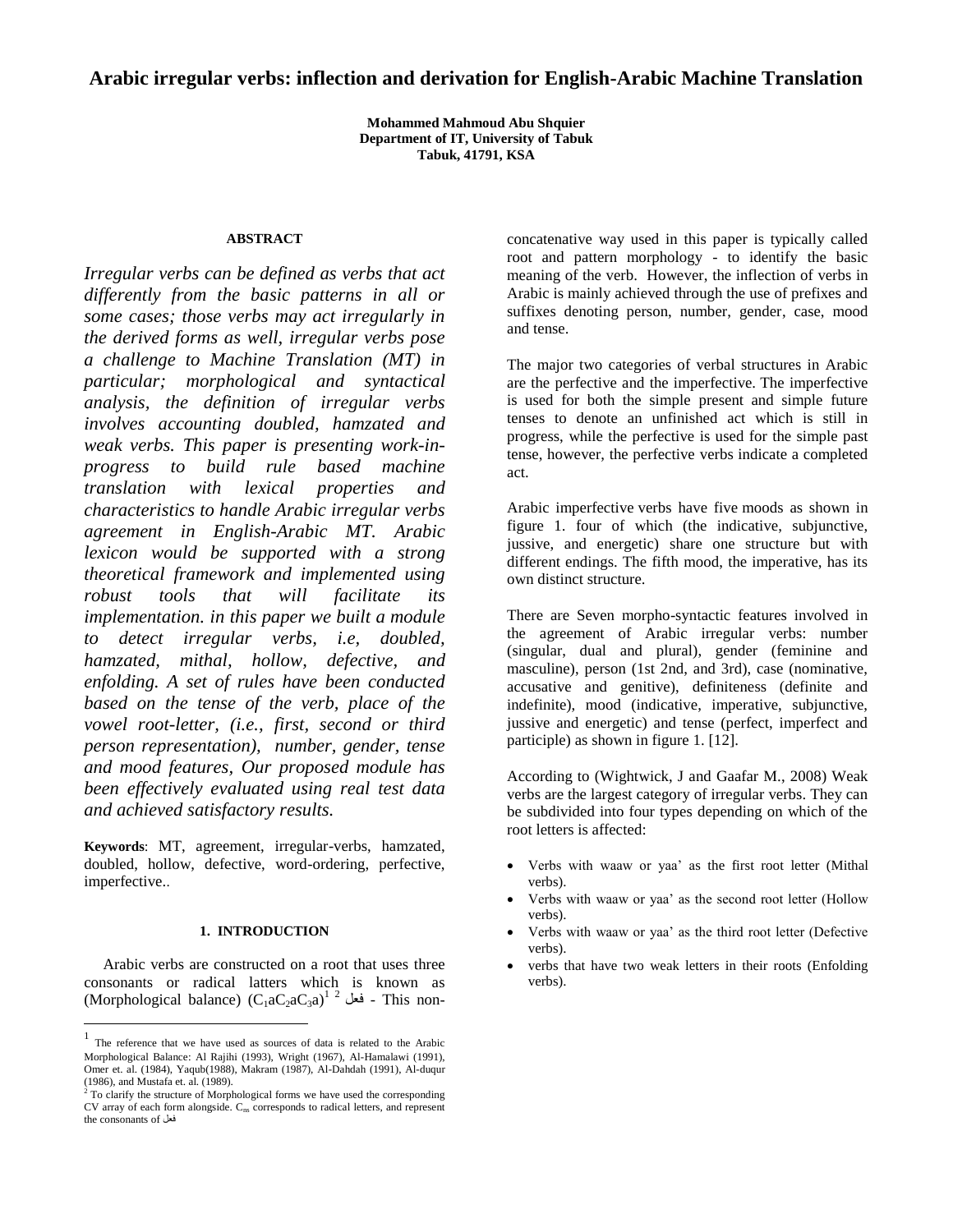# Arabic irregular verbs: inflection and derivation for English-Arabic Machine Translation

**Mohammed Mahmoud Abu Shquier**
**Department of IT, University of Tabuk**
**Tabuk, 41791, KSA**

### ABSTRACT

*Irregular verbs can be defined as verbs that act differently from the basic patterns in all or some cases; those verbs may act irregularly in the derived forms as well, irregular verbs pose a challenge to Machine Translation (MT) in particular; morphological and syntactical analysis, the definition of irregular verbs involves accounting doubled, hamzated and weak verbs. This paper is presenting work-in-progress to build rule based machine translation with lexical properties and characteristics to handle Arabic irregular verbs agreement in English-Arabic MT. Arabic lexicon would be supported with a strong theoretical framework and implemented using robust tools that will facilitate its implementation. in this paper we built a module to detect irregular verbs, i.e, doubled, hamzated, mithal, hollow, defective, and enfolding. A set of rules have been conducted based on the tense of the verb, place of the vowel root-letter, (i.e., first, second or third person representation), number, gender, tense and mood features, Our proposed module has been effectively evaluated using real test data and achieved satisfactory results.*

**Keywords**: MT, agreement, irregular-verbs, hamzated, doubled, hollow, defective, word-ordering, perfective, imperfective..

### 1. INTRODUCTION

Arabic verbs are constructed on a root that uses three consonants or radical latters which is known as (Morphological balance) ($C_1aC_2aC_3a$)[1] [2] فعل - This non-concatenative way used in this paper is typically called root and pattern morphology - to identify the basic meaning of the verb. However, the inflection of verbs in Arabic is mainly achieved through the use of prefixes and suffixes denoting person, number, gender, case, mood and tense.

The major two categories of verbal structures in Arabic are the perfective and the imperfective. The imperfective is used for both the simple present and simple future tenses to denote an unfinished act which is still in progress, while the perfective is used for the simple past tense, however, the perfective verbs indicate a completed act.

Arabic imperfective verbs have five moods as shown in figure 1. four of which (the indicative, subjunctive, jussive, and energetic) share one structure but with different endings. The fifth mood, the imperative, has its own distinct structure.

There are Seven morpho-syntactic features involved in the agreement of Arabic irregular verbs: number (singular, dual and plural), gender (feminine and masculine), person (1st 2nd, and 3rd), case (nominative, accusative and genitive), definiteness (definite and indefinite), mood (indicative, imperative, subjunctive, jussive and energetic) and tense (perfect, imperfect and participle) as shown in figure 1. [12].

According to (Wightwick, J and Gaafar M., 2008) Weak verbs are the largest category of irregular verbs. They can be subdivided into four types depending on which of the root letters is affected:

- Verbs with waaw or yaa' as the first root letter (Mithal verbs).
- Verbs with waaw or yaa' as the second root letter (Hollow verbs).
- Verbs with waaw or yaa' as the third root letter (Defective verbs).
- verbs that have two weak letters in their roots (Enfolding verbs).

---

[1] The reference that we have used as sources of data is related to the Arabic Morphological Balance: Al Rajihi (1993), Wright (1967), Al-Hamalawi (1991), Omer et. al. (1984), Yaqub(1988), Makram (1987), Al-Dahdah (1991), Al-duqur (1986), and Mustafa et. al. (1989).

[2] To clarify the structure of Morphological forms we have used the corresponding CV array of each form alongside. $C_{ns}$ corresponds to radical letters, and represent the consonants of فعل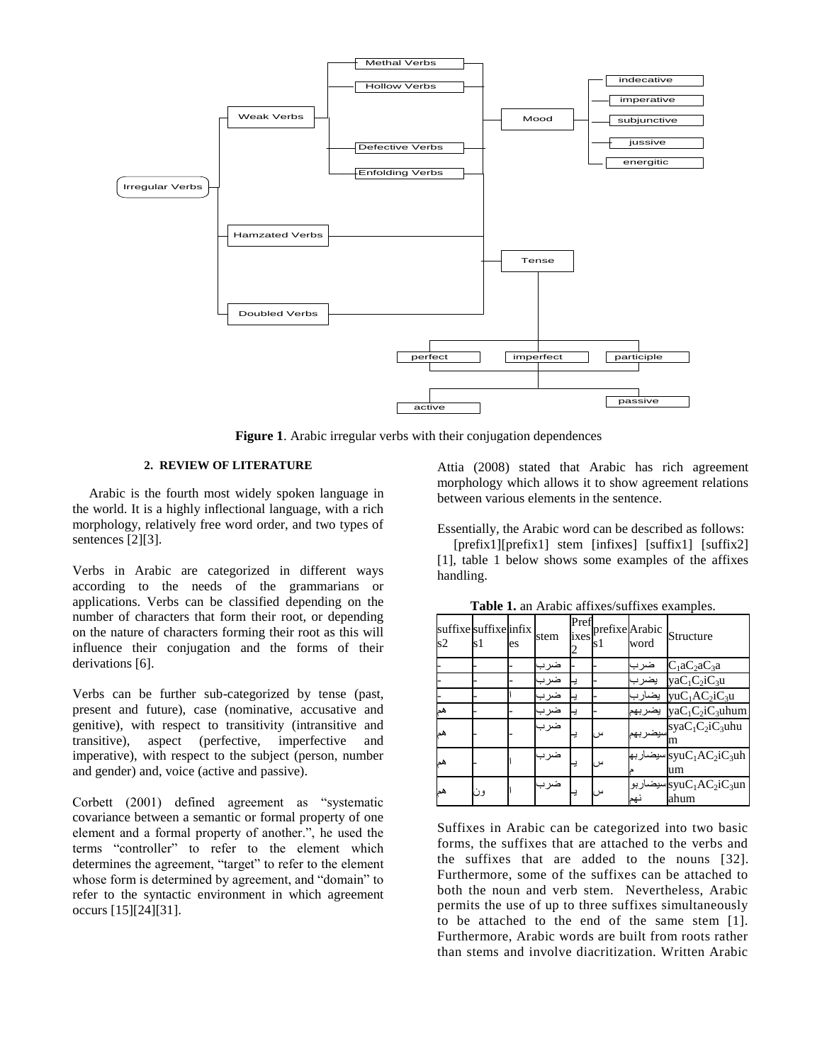Figure 1. Arabic irregular verbs with their conjugation dependences

## 2. REVIEW OF LITERATURE

Arabic is the fourth most widely spoken language in the world. It is a highly inflectional language, with a rich morphology, relatively free word order, and two types of sentences [2][3].

Verbs in Arabic are categorized in different ways according to the needs of the grammarians or applications. Verbs can be classified depending on the number of characters that form their root, or depending on the nature of characters forming their root as this will influence their conjugation and the forms of their derivations [6].

Verbs can be further sub-categorized by tense (past, present and future), case (nominative, accusative and genitive), with respect to transitivity (intransitive and transitive), aspect (perfective, imperfective and imperative), with respect to the subject (person, number and gender) and, voice (active and passive).

Corbett (2001) defined agreement as "systematic covariance between a semantic or formal property of one element and a formal property of another.", he used the terms "controller" to refer to the element which determines the agreement, "target" to refer to the element whose form is determined by agreement, and "domain" to refer to the syntactic environment in which agreement occurs [15][24][31].

Attia (2008) stated that Arabic has rich agreement morphology which allows it to show agreement relations between various elements in the sentence.

Essentially, the Arabic word can be described as follows:

[prefix1][prefix1] stem [infixes] [suffix1] [suffix2] [1], table 1 below shows some examples of the affixes handling.

**Table 1.** an Arabic affixes/suffixes examples.

| suffixes2 | suffixes1 | infixes | stem | Prefixes2 | prefixes1 | Arabic word | Structure |
|---|---|---|---|---|---|---|---|
| - | - | - | ضرب | - | - | ضرب | $C_1aC_2aC_3a$ |
| - | - | - | ضرب | يـ | - | يضرب | $yaC_1C_2iC_3u$ |
| - | - | ا | ضرب | يـ | - | يضارب | $yuC_1AC_2iC_3u$ |
| هم | - | - | ضرب | يـ | - | يضربهم | $yaC_1C_2iC_3uhum$ |
| هم | - | - | ضرب | يـ | س | سيضربهم | $syaC_1C_2iC_3uhum$ |
| هم | - | ا | ضرب | يـ | س | سيضاربهم | $syuC_1AC_2iC_3uhum$ |
| هم | ون | ا | ضرب | يـ | س | سيضاربونهم | $syuC_1AC_2iC_3unahum$ |

Suffixes in Arabic can be categorized into two basic forms, the suffixes that are attached to the verbs and the suffixes that are added to the nouns [32]. Furthermore, some of the suffixes can be attached to both the noun and verb stem. Nevertheless, Arabic permits the use of up to three suffixes simultaneously to be attached to the end of the same stem [1]. Furthermore, Arabic words are built from roots rather than stems and involve diacritization. Written Arabic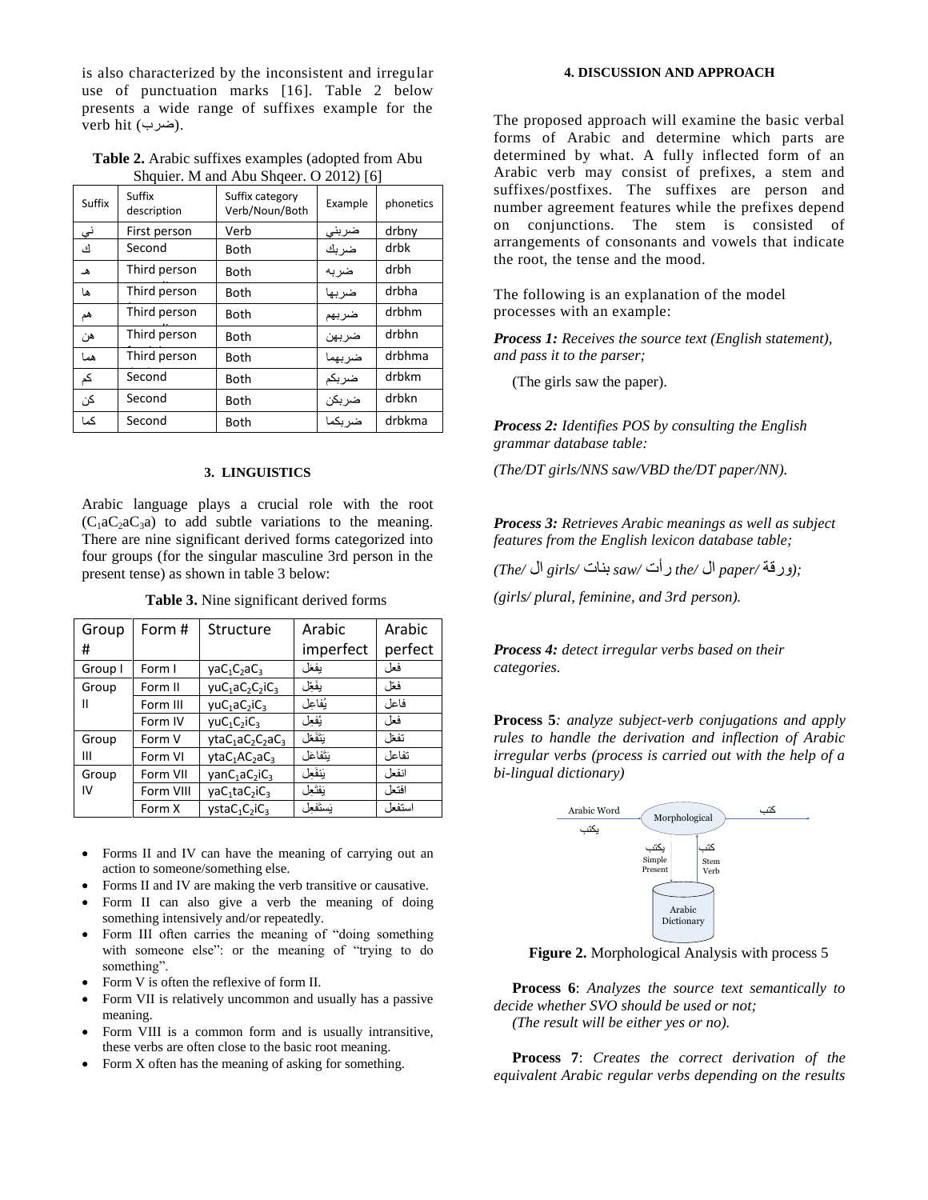is also characterized by the inconsistent and irregular use of punctuation marks [16]. Table 2 below presents a wide range of suffixes example for the verb hit (ضرب).

**Table 2.** Arabic suffixes examples (adopted from Abu Shquier. M and Abu Shqeer. O 2012) [6]

| Suffix | Suffix description | Suffix category Verb/Noun/Both | Example | phonetics |
|---|---|---|---|---|
| ني | First person | Verb | ضربني | drbny |
| ك | Second | Both | ضربك | drbk |
| هـ | Third person | Both | ضربه | drbh |
| ها | Third person | Both | ضربها | drbha |
| هم | Third person | Both | ضربهم | drbhm |
| هن | Third person | Both | ضربهن | drbhn |
| هما | Third person | Both | ضربهما | drbhma |
| كم | Second | Both | ضربكم | drbkm |
| كن | Second | Both | ضربكن | drbkn |
| كما | Second | Both | ضربكما | drbkma |

## 3. LINGUISTICS

Arabic language plays a crucial role with the root ($C_1aC_2aC_3a$) to add subtle variations to the meaning. There are nine significant derived forms categorized into four groups (for the singular masculine 3rd person in the present tense) as shown in table 3 below:

**Table 3.** Nine significant derived forms

| Group # | Form # | Structure | Arabic imperfect | Arabic perfect |
|---|---|---|---|---|
| Group I | Form I | $yaC_1C_2aC_3$ | يفعل | فعل |
| Group II | Form II | $yuC_1aC_2C_2iC_3$ | يفَعِّل | فعّل |
| | Form III | $yuC_1aC_2iC_3$ | يُفاعِل | فاعل |
| | Form IV | $yuC_1C_2iC_3$ | يُفعِل | فعل |
| Group III | Form V | $ytaC_1aC_2C_2aC_3$ | يتَفَعَّل | تفعّل |
| | Form VI | $ytaC_1AC_2aC_3$ | يتَفاعل | تفاعل |
| Group IV | Form VII | $yanC_1aC_2iC_3$ | ينَفعِل | انفعل |
| | Form VIII | $yaC_1taC_2iC_3$ | يفتَعِل | افتعل |
| | Form X | $ystaC_1C_2iC_3$ | يَستَفعِل | استفعل |

- Forms II and IV can have the meaning of carrying out an action to someone/something else.
- Forms II and IV are making the verb transitive or causative.
- Form II can also give a verb the meaning of doing something intensively and/or repeatedly.
- Form III often carries the meaning of "doing something with someone else": or the meaning of "trying to do something".
- Form V is often the reflexive of form II.
- Form VII is relatively uncommon and usually has a passive meaning.
- Form VIII is a common form and is usually intransitive, these verbs are often close to the basic root meaning.
- Form X often has the meaning of asking for something.

## 4. DISCUSSION AND APPROACH

The proposed approach will examine the basic verbal forms of Arabic and determine which parts are determined by what. A fully inflected form of an Arabic verb may consist of prefixes, a stem and suffixes/postfixes. The suffixes are person and number agreement features while the prefixes depend on conjunctions. The stem is consisted of arrangements of consonants and vowels that indicate the root, the tense and the mood.

The following is an explanation of the model processes with an example:

***Process 1:*** *Receives the source text (English statement), and pass it to the parser;*

(The girls saw the paper).

***Process 2:*** *Identifies POS by consulting the English grammar database table:*

*(The/DT girls/NNS saw/VBD the/DT paper/NN).*

***Process 3:*** *Retrieves Arabic meanings as well as subject features from the English lexicon database table;*

*(The/ ال girls/ بنات saw/ رأت the/ ال paper/ ورقة);*

*(girls/ plural, feminine, and 3rd person).*

***Process 4:*** *detect irregular verbs based on their categories.*

**Process 5***: analyze subject-verb conjugations and apply rules to handle the derivation and inflection of Arabic irregular verbs (process is carried out with the help of a bi-lingual dictionary)*

**Figure 2.** Morphological Analysis with process 5

**Process 6**: *Analyzes the source text semantically to decide whether SVO should be used or not;*
*(The result will be either yes or no).*

**Process 7**: *Creates the correct derivation of the equivalent Arabic regular verbs depending on the results*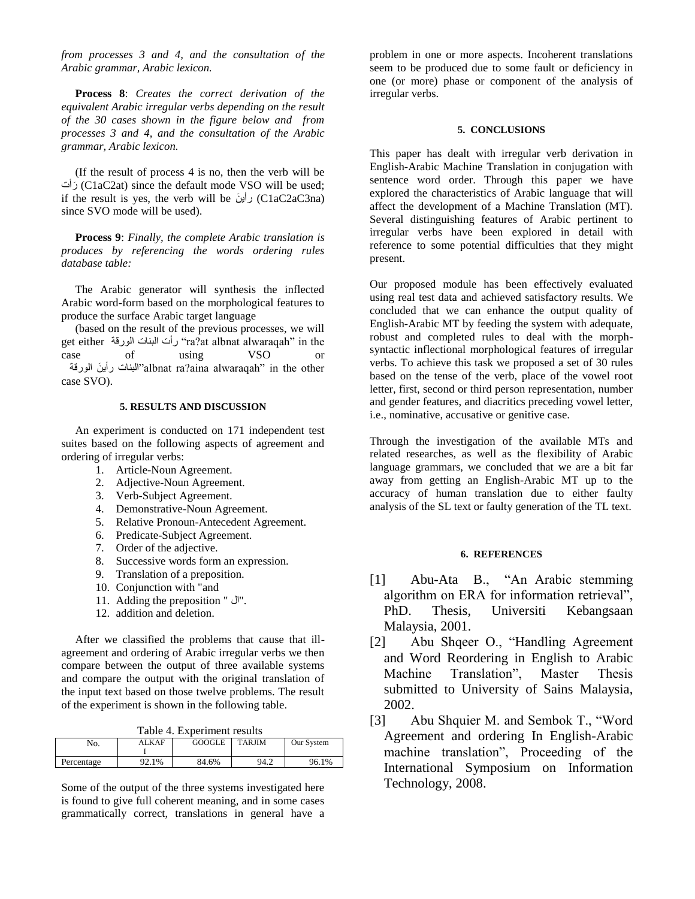*from processes 3 and 4, and the consultation of the Arabic grammar, Arabic lexicon.*

**Process 8**: *Creates the correct derivation of the equivalent Arabic irregular verbs depending on the result of the 30 cases shown in the figure below and from processes 3 and 4, and the consultation of the Arabic grammar, Arabic lexicon.*

(If the result of process 4 is no, then the verb will be رَأت (C1aC2at) since the default mode VSO will be used; if the result is yes, the verb will be رأينَ (C1aC2aC3na) since SVO mode will be used).

**Process 9**: *Finally, the complete Arabic translation is produces by referencing the words ordering rules database table:*

The Arabic generator will synthesis the inflected Arabic word-form based on the morphological features to produce the surface Arabic target language

(based on the result of the previous processes, we will get either رأت البنات الورقة "ra?at albnat alwaraqah" in the case of using VSO or البنات رأينَ الورقة"albnat ra?aina alwaraqah" in the other case SVO).

## 5. RESULTS AND DISCUSSION

An experiment is conducted on 171 independent test suites based on the following aspects of agreement and ordering of irregular verbs:

1. Article-Noun Agreement.
2. Adjective-Noun Agreement.
3. Verb-Subject Agreement.
4. Demonstrative-Noun Agreement.
5. Relative Pronoun-Antecedent Agreement.
6. Predicate-Subject Agreement.
7. Order of the adjective.
8. Successive words form an expression.
9. Translation of a preposition.
10. Conjunction with "and
11. Adding the preposition " ال".
12. addition and deletion.

After we classified the problems that cause that ill-agreement and ordering of Arabic irregular verbs we then compare between the output of three available systems and compare the output with the original translation of the input text based on those twelve problems. The result of the experiment is shown in the following table.

Table 4. Experiment results

| No. | ALKAFI | GOOGLE | TARJIM | Our System |
|---|---|---|---|---|
| Percentage | 92.1% | 84.6% | 94.2 | 96.1% |

Some of the output of the three systems investigated here is found to give full coherent meaning, and in some cases grammatically correct, translations in general have a problem in one or more aspects. Incoherent translations seem to be produced due to some fault or deficiency in one (or more) phase or component of the analysis of irregular verbs.

## 5. CONCLUSIONS

This paper has dealt with irregular verb derivation in English-Arabic Machine Translation in conjugation with sentence word order. Through this paper we have explored the characteristics of Arabic language that will affect the development of a Machine Translation (MT). Several distinguishing features of Arabic pertinent to irregular verbs have been explored in detail with reference to some potential difficulties that they might present.

Our proposed module has been effectively evaluated using real test data and achieved satisfactory results. We concluded that we can enhance the output quality of English-Arabic MT by feeding the system with adequate, robust and completed rules to deal with the morph-syntactic inflectional morphological features of irregular verbs. To achieve this task we proposed a set of 30 rules based on the tense of the verb, place of the vowel root letter, first, second or third person representation, number and gender features, and diacritics preceding vowel letter, i.e., nominative, accusative or genitive case.

Through the investigation of the available MTs and related researches, as well as the flexibility of Arabic language grammars, we concluded that we are a bit far away from getting an English-Arabic MT up to the accuracy of human translation due to either faulty analysis of the SL text or faulty generation of the TL text.

## 6. REFERENCES

[1] Abu-Ata B., "An Arabic stemming algorithm on ERA for information retrieval", PhD. Thesis, Universiti Kebangsaan Malaysia, 2001.

[2] Abu Shqeer O., "Handling Agreement and Word Reordering in English to Arabic Machine Translation", Master Thesis submitted to University of Sains Malaysia, 2002.

[3] Abu Shquier M. and Sembok T., "Word Agreement and ordering In English-Arabic machine translation", Proceeding of the International Symposium on Information Technology, 2008.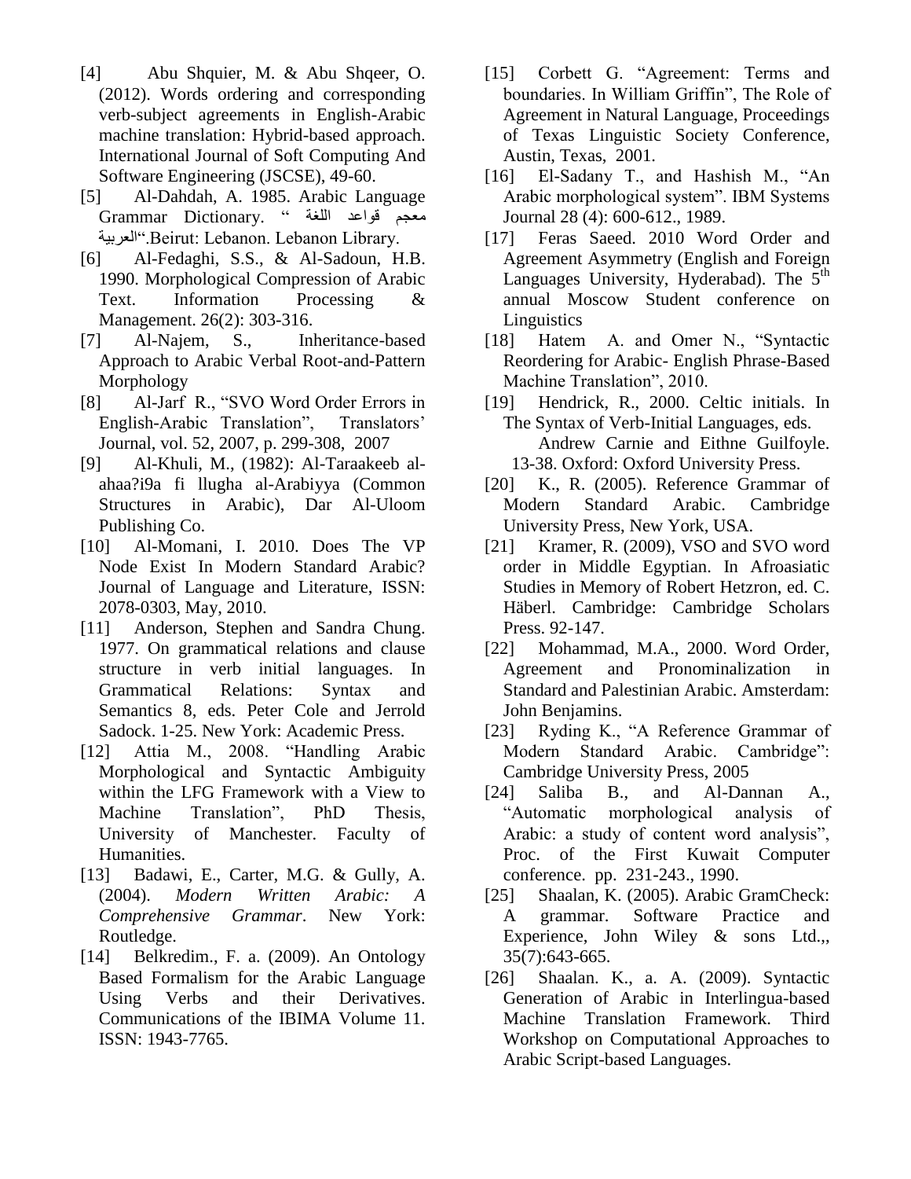[4] Abu Shquier, M. & Abu Shqeer, O. (2012). Words ordering and corresponding verb-subject agreements in English-Arabic machine translation: Hybrid-based approach. International Journal of Soft Computing And Software Engineering (JSCSE), 49-60.

[5] Al-Dahdah, A. 1985. Arabic Language Grammar Dictionary. " معجم قواعد اللغة العربية".Beirut: Lebanon. Lebanon Library.

[6] Al-Fedaghi, S.S., & Al-Sadoun, H.B. 1990. Morphological Compression of Arabic Text. Information Processing & Management. 26(2): 303-316.

[7] Al-Najem, S., Inheritance-based Approach to Arabic Verbal Root-and-Pattern Morphology

[8] Al-Jarf R., "SVO Word Order Errors in English-Arabic Translation", Translators' Journal, vol. 52, 2007, p. 299-308, 2007

[9] Al-Khuli, M., (1982): Al-Taraakeeb al-ahaa?i9a fi llugha al-Arabiyya (Common Structures in Arabic), Dar Al-Uloom Publishing Co.

[10] Al-Momani, I. 2010. Does The VP Node Exist In Modern Standard Arabic? Journal of Language and Literature, ISSN: 2078-0303, May, 2010.

[11] Anderson, Stephen and Sandra Chung. 1977. On grammatical relations and clause structure in verb initial languages. In Grammatical Relations: Syntax and Semantics 8, eds. Peter Cole and Jerrold Sadock. 1-25. New York: Academic Press.

[12] Attia M., 2008. "Handling Arabic Morphological and Syntactic Ambiguity within the LFG Framework with a View to Machine Translation", PhD Thesis, University of Manchester. Faculty of Humanities.

[13] Badawi, E., Carter, M.G. & Gully, A. (2004). *Modern Written Arabic: A Comprehensive Grammar*. New York: Routledge.

[14] Belkredim., F. a. (2009). An Ontology Based Formalism for the Arabic Language Using Verbs and their Derivatives. Communications of the IBIMA Volume 11. ISSN: 1943-7765.

[15] Corbett G. "Agreement: Terms and boundaries. In William Griffin", The Role of Agreement in Natural Language, Proceedings of Texas Linguistic Society Conference, Austin, Texas, 2001.

[16] El-Sadany T., and Hashish M., "An Arabic morphological system". IBM Systems Journal 28 (4): 600-612., 1989.

[17] Feras Saeed. 2010 Word Order and Agreement Asymmetry (English and Foreign Languages University, Hyderabad). The 5th annual Moscow Student conference on Linguistics

[18] Hatem A. and Omer N., "Syntactic Reordering for Arabic- English Phrase-Based Machine Translation", 2010.

[19] Hendrick, R., 2000. Celtic initials. In The Syntax of Verb-Initial Languages, eds. Andrew Carnie and Eithne Guilfoyle. 13-38. Oxford: Oxford University Press.

[20] K., R. (2005). Reference Grammar of Modern Standard Arabic. Cambridge University Press, New York, USA.

[21] Kramer, R. (2009), VSO and SVO word order in Middle Egyptian. In Afroasiatic Studies in Memory of Robert Hetzron, ed. C. Häberl. Cambridge: Cambridge Scholars Press. 92-147.

[22] Mohammad, M.A., 2000. Word Order, Agreement and Pronominalization in Standard and Palestinian Arabic. Amsterdam: John Benjamins.

[23] Ryding K., "A Reference Grammar of Modern Standard Arabic. Cambridge": Cambridge University Press, 2005

[24] Saliba B., and Al-Dannan A., "Automatic morphological analysis of Arabic: a study of content word analysis", Proc. of the First Kuwait Computer conference. pp. 231-243., 1990.

[25] Shaalan, K. (2005). Arabic GramCheck: A grammar. Software Practice and Experience, John Wiley & sons Ltd.,, 35(7):643-665.

[26] Shaalan. K., a. A. (2009). Syntactic Generation of Arabic in Interlingua-based Machine Translation Framework. Third Workshop on Computational Approaches to Arabic Script-based Languages.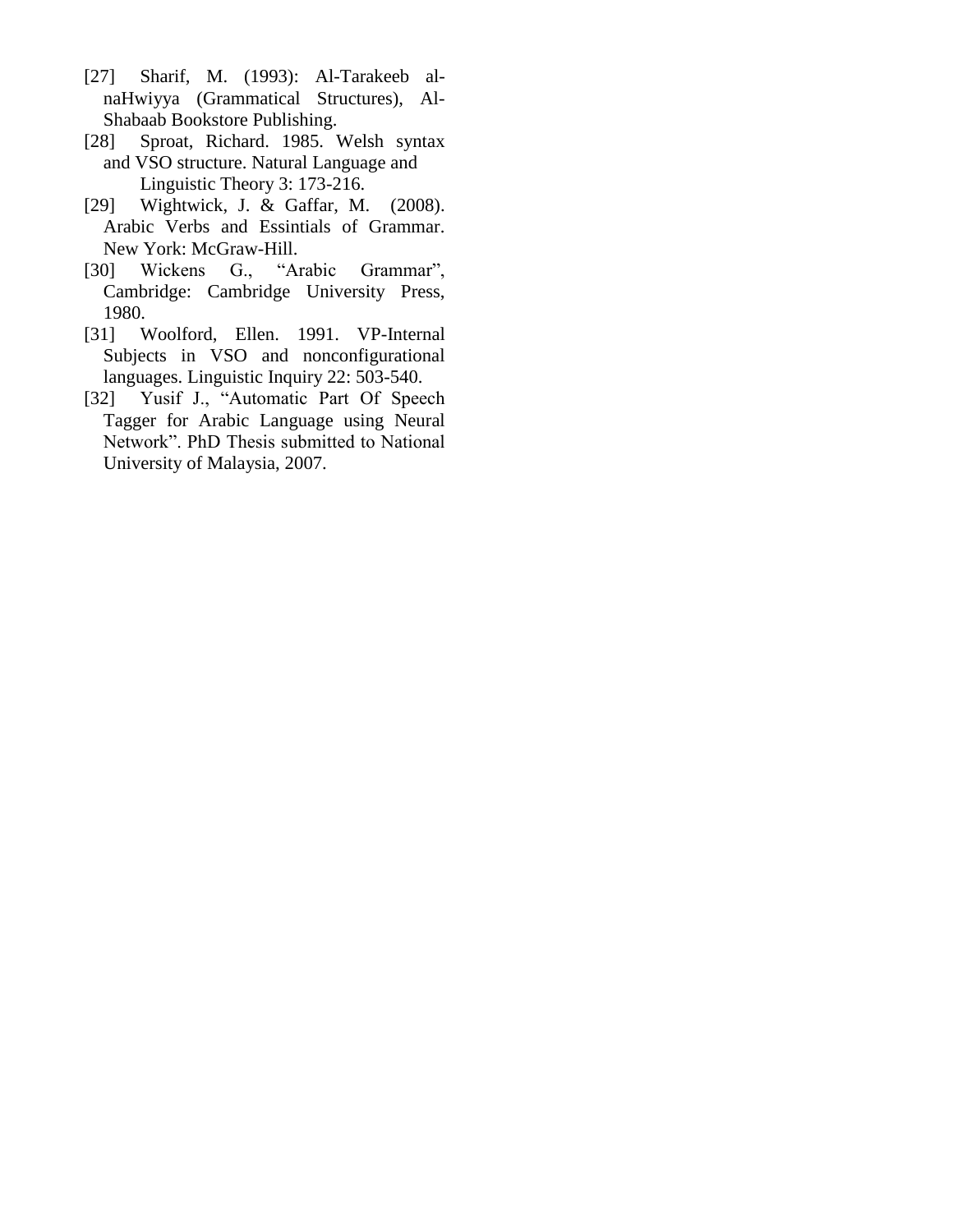[27] Sharif, M. (1993): Al-Tarakeeb al-naHwiyya (Grammatical Structures), Al-Shabaab Bookstore Publishing.

[28] Sproat, Richard. 1985. Welsh syntax and VSO structure. Natural Language and Linguistic Theory 3: 173-216.

[29] Wightwick, J. & Gaffar, M. (2008). Arabic Verbs and Essintials of Grammar. New York: McGraw-Hill.

[30] Wickens G., "Arabic Grammar", Cambridge: Cambridge University Press, 1980.

[31] Woolford, Ellen. 1991. VP-Internal Subjects in VSO and nonconfigurational languages. Linguistic Inquiry 22: 503-540.

[32] Yusif J., "Automatic Part Of Speech Tagger for Arabic Language using Neural Network". PhD Thesis submitted to National University of Malaysia, 2007.